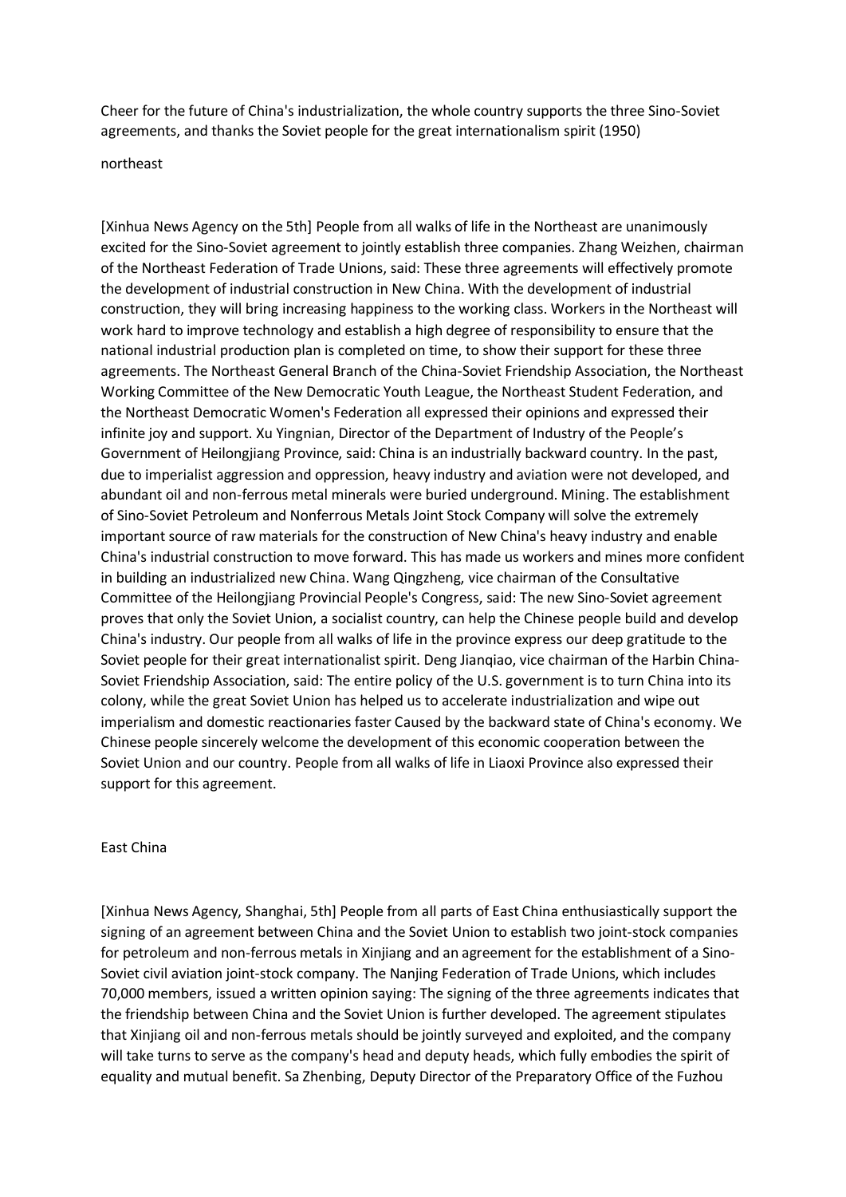# Cheer for the future of China's industrialization, the whole country supports the three Sino-Soviet agreements, and thanks the Soviet people for the great internationalism spirit (1950)

## northeast

[Xinhua News Agency on the 5th] People from all walks of life in the Northeast are unanimously excited for the Sino-Soviet agreement to jointly establish three companies. Zhang Weizhen, chairman of the Northeast Federation of Trade Unions, said: These three agreements will effectively promote the development of industrial construction in New China. With the development of industrial construction, they will bring increasing happiness to the working class. Workers in the Northeast will work hard to improve technology and establish a high degree of responsibility to ensure that the national industrial production plan is completed on time, to show their support for these three agreements. The Northeast General Branch of the China-Soviet Friendship Association, the Northeast Working Committee of the New Democratic Youth League, the Northeast Student Federation, and the Northeast Democratic Women's Federation all expressed their opinions and expressed their infinite joy and support. Xu Yingnian, Director of the Department of Industry of the People's Government of Heilongjiang Province, said: China is an industrially backward country. In the past, due to imperialist aggression and oppression, heavy industry and aviation were not developed, and abundant oil and non-ferrous metal minerals were buried underground. Mining. The establishment of Sino-Soviet Petroleum and Nonferrous Metals Joint Stock Company will solve the extremely important source of raw materials for the construction of New China's heavy industry and enable China's industrial construction to move forward. This has made us workers and mines more confident in building an industrialized new China. Wang Qingzheng, vice chairman of the Consultative Committee of the Heilongjiang Provincial People's Congress, said: The new Sino-Soviet agreement proves that only the Soviet Union, a socialist country, can help the Chinese people build and develop China's industry. Our people from all walks of life in the province express our deep gratitude to the Soviet people for their great internationalist spirit. Deng Jianqiao, vice chairman of the Harbin China-Soviet Friendship Association, said: The entire policy of the U.S. government is to turn China into its colony, while the great Soviet Union has helped us to accelerate industrialization and wipe out imperialism and domestic reactionaries faster Caused by the backward state of China's economy. We Chinese people sincerely welcome the development of this economic cooperation between the Soviet Union and our country. People from all walks of life in Liaoxi Province also expressed their support for this agreement.

## East China

[Xinhua News Agency, Shanghai, 5th] People from all parts of East China enthusiastically support the signing of an agreement between China and the Soviet Union to establish two joint-stock companies for petroleum and non-ferrous metals in Xinjiang and an agreement for the establishment of a Sino-Soviet civil aviation joint-stock company. The Nanjing Federation of Trade Unions, which includes 70,000 members, issued a written opinion saying: The signing of the three agreements indicates that the friendship between China and the Soviet Union is further developed. The agreement stipulates that Xinjiang oil and non-ferrous metals should be jointly surveyed and exploited, and the company will take turns to serve as the company's head and deputy heads, which fully embodies the spirit of equality and mutual benefit. Sa Zhenbing, Deputy Director of the Preparatory Office of the Fuzhou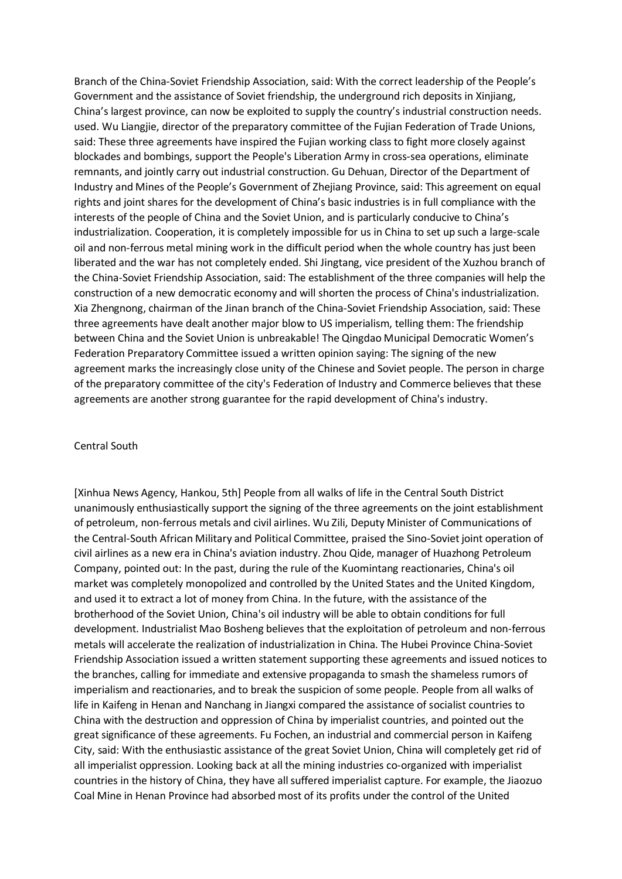Branch of the China-Soviet Friendship Association, said: With the correct leadership of the People's Government and the assistance of Soviet friendship, the underground rich deposits in Xinjiang, China's largest province, can now be exploited to supply the country's industrial construction needs. used. Wu Liangjie, director of the preparatory committee of the Fujian Federation of Trade Unions, said: These three agreements have inspired the Fujian working class to fight more closely against blockades and bombings, support the People's Liberation Army in cross-sea operations, eliminate remnants, and jointly carry out industrial construction. Gu Dehuan, Director of the Department of Industry and Mines of the People's Government of Zhejiang Province, said: This agreement on equal rights and joint shares for the development of China's basic industries is in full compliance with the interests of the people of China and the Soviet Union, and is particularly conducive to China's industrialization. Cooperation, it is completely impossible for us in China to set up such a large-scale oil and non-ferrous metal mining work in the difficult period when the whole country has just been liberated and the war has not completely ended. Shi Jingtang, vice president of the Xuzhou branch of the China-Soviet Friendship Association, said: The establishment of the three companies will help the construction of a new democratic economy and will shorten the process of China's industrialization. Xia Zhengnong, chairman of the Jinan branch of the China-Soviet Friendship Association, said: These three agreements have dealt another major blow to US imperialism, telling them: The friendship between China and the Soviet Union is unbreakable! The Qingdao Municipal Democratic Women's Federation Preparatory Committee issued a written opinion saying: The signing of the new agreement marks the increasingly close unity of the Chinese and Soviet people. The person in charge of the preparatory committee of the city's Federation of Industry and Commerce believes that these agreements are another strong guarantee for the rapid development of China's industry.

## Central South

[Xinhua News Agency, Hankou, 5th] People from all walks of life in the Central South District unanimously enthusiastically support the signing of the three agreements on the joint establishment of petroleum, non-ferrous metals and civil airlines. Wu Zili, Deputy Minister of Communications of the Central-South African Military and Political Committee, praised the Sino-Soviet joint operation of civil airlines as a new era in China's aviation industry. Zhou Qide, manager of Huazhong Petroleum Company, pointed out: In the past, during the rule of the Kuomintang reactionaries, China's oil market was completely monopolized and controlled by the United States and the United Kingdom, and used it to extract a lot of money from China. In the future, with the assistance of the brotherhood of the Soviet Union, China's oil industry will be able to obtain conditions for full development. Industrialist Mao Bosheng believes that the exploitation of petroleum and non-ferrous metals will accelerate the realization of industrialization in China. The Hubei Province China-Soviet Friendship Association issued a written statement supporting these agreements and issued notices to the branches, calling for immediate and extensive propaganda to smash the shameless rumors of imperialism and reactionaries, and to break the suspicion of some people. People from all walks of life in Kaifeng in Henan and Nanchang in Jiangxi compared the assistance of socialist countries to China with the destruction and oppression of China by imperialist countries, and pointed out the great significance of these agreements. Fu Fochen, an industrial and commercial person in Kaifeng City, said: With the enthusiastic assistance of the great Soviet Union, China will completely get rid of all imperialist oppression. Looking back at all the mining industries co-organized with imperialist countries in the history of China, they have all suffered imperialist capture. For example, the Jiaozuo Coal Mine in Henan Province had absorbed most of its profits under the control of the United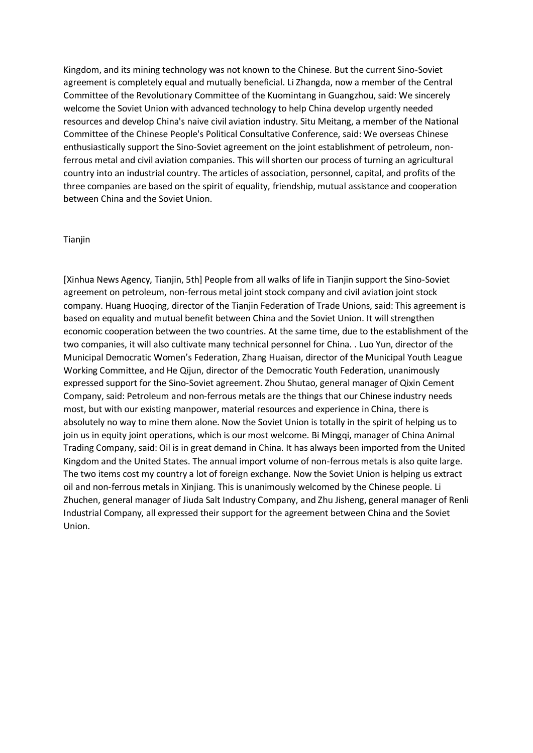Kingdom, and its mining technology was not known to the Chinese. But the current Sino-Soviet agreement is completely equal and mutually beneficial. Li Zhangda, now a member of the Central Committee of the Revolutionary Committee of the Kuomintang in Guangzhou, said: We sincerely welcome the Soviet Union with advanced technology to help China develop urgently needed resources and develop China's naive civil aviation industry. Situ Meitang, a member of the National Committee of the Chinese People's Political Consultative Conference, said: We overseas Chinese enthusiastically support the Sino-Soviet agreement on the joint establishment of petroleum, non-ferrous metal and civil aviation companies. This will shorten our process of turning an agricultural country into an industrial country. The articles of association, personnel, capital, and profits of the three companies are based on the spirit of equality, friendship, mutual assistance and cooperation between China and the Soviet Union.

Tianjin

[Xinhua News Agency, Tianjin, 5th] People from all walks of life in Tianjin support the Sino-Soviet agreement on petroleum, non-ferrous metal joint stock company and civil aviation joint stock company. Huang Huoqing, director of the Tianjin Federation of Trade Unions, said: This agreement is based on equality and mutual benefit between China and the Soviet Union. It will strengthen economic cooperation between the two countries. At the same time, due to the establishment of the two companies, it will also cultivate many technical personnel for China. . Luo Yun, director of the Municipal Democratic Women's Federation, Zhang Huaisan, director of the Municipal Youth League Working Committee, and He Qijun, director of the Democratic Youth Federation, unanimously expressed support for the Sino-Soviet agreement. Zhou Shutao, general manager of Qixin Cement Company, said: Petroleum and non-ferrous metals are the things that our Chinese industry needs most, but with our existing manpower, material resources and experience in China, there is absolutely no way to mine them alone. Now the Soviet Union is totally in the spirit of helping us to join us in equity joint operations, which is our most welcome. Bi Mingqi, manager of China Animal Trading Company, said: Oil is in great demand in China. It has always been imported from the United Kingdom and the United States. The annual import volume of non-ferrous metals is also quite large. The two items cost my country a lot of foreign exchange. Now the Soviet Union is helping us extract oil and non-ferrous metals in Xinjiang. This is unanimously welcomed by the Chinese people. Li Zhuchen, general manager of Jiuda Salt Industry Company, and Zhu Jisheng, general manager of Renli Industrial Company, all expressed their support for the agreement between China and the Soviet Union.